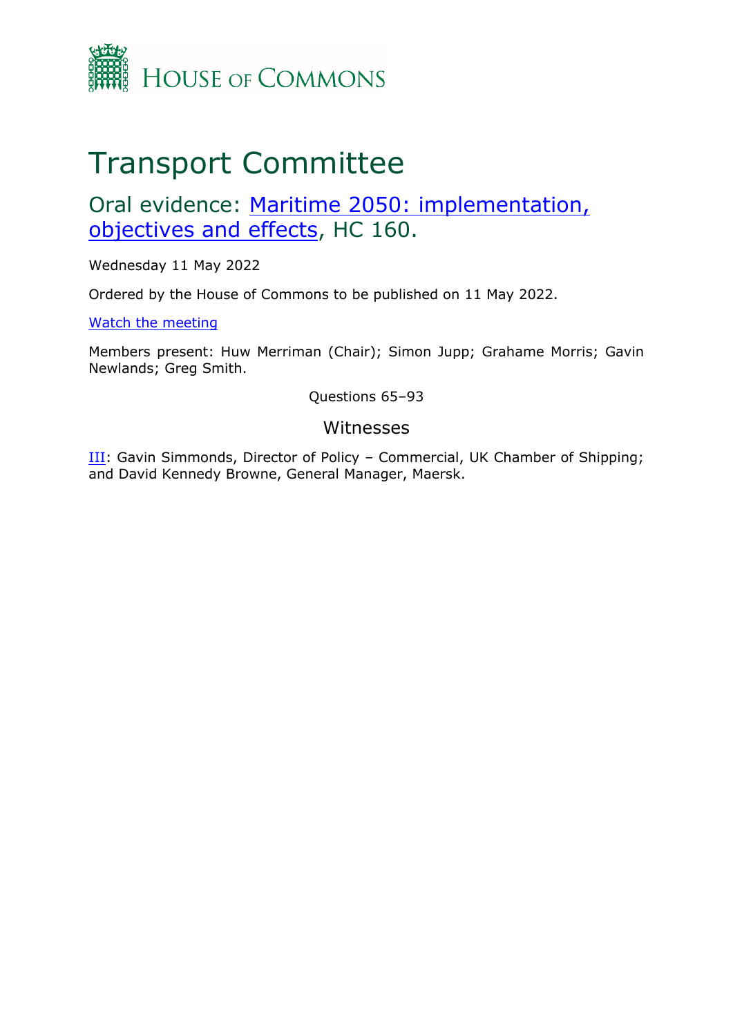HOUSE OF COMMONS

# Transport Committee

## Oral evidence: Maritime 2050: implementation, objectives and effects, HC 160.

Wednesday 11 May 2022

Ordered by the House of Commons to be published on 11 May 2022.

Watch the meeting

Members present: Huw Merriman (Chair); Simon Jupp; Grahame Morris; Gavin Newlands; Greg Smith.

Questions 65–93

### Witnesses

III: Gavin Simmonds, Director of Policy – Commercial, UK Chamber of Shipping; and David Kennedy Browne, General Manager, Maersk.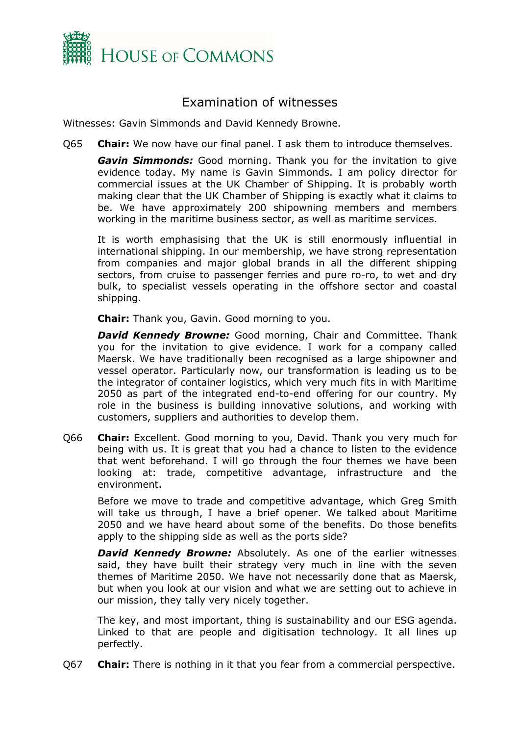## Examination of witnesses

Witnesses: Gavin Simmonds and David Kennedy Browne.

Q65 **Chair:** We now have our final panel. I ask them to introduce themselves.

***Gavin Simmonds:*** Good morning. Thank you for the invitation to give evidence today. My name is Gavin Simmonds. I am policy director for commercial issues at the UK Chamber of Shipping. It is probably worth making clear that the UK Chamber of Shipping is exactly what it claims to be. We have approximately 200 shipowning members and members working in the maritime business sector, as well as maritime services.

It is worth emphasising that the UK is still enormously influential in international shipping. In our membership, we have strong representation from companies and major global brands in all the different shipping sectors, from cruise to passenger ferries and pure ro-ro, to wet and dry bulk, to specialist vessels operating in the offshore sector and coastal shipping.

**Chair:** Thank you, Gavin. Good morning to you.

***David Kennedy Browne:*** Good morning, Chair and Committee. Thank you for the invitation to give evidence. I work for a company called Maersk. We have traditionally been recognised as a large shipowner and vessel operator. Particularly now, our transformation is leading us to be the integrator of container logistics, which very much fits in with Maritime 2050 as part of the integrated end-to-end offering for our country. My role in the business is building innovative solutions, and working with customers, suppliers and authorities to develop them.

Q66 **Chair:** Excellent. Good morning to you, David. Thank you very much for being with us. It is great that you had a chance to listen to the evidence that went beforehand. I will go through the four themes we have been looking at: trade, competitive advantage, infrastructure and the environment.

Before we move to trade and competitive advantage, which Greg Smith will take us through, I have a brief opener. We talked about Maritime 2050 and we have heard about some of the benefits. Do those benefits apply to the shipping side as well as the ports side?

***David Kennedy Browne:*** Absolutely. As one of the earlier witnesses said, they have built their strategy very much in line with the seven themes of Maritime 2050. We have not necessarily done that as Maersk, but when you look at our vision and what we are setting out to achieve in our mission, they tally very nicely together.

The key, and most important, thing is sustainability and our ESG agenda. Linked to that are people and digitisation technology. It all lines up perfectly.

Q67 **Chair:** There is nothing in it that you fear from a commercial perspective.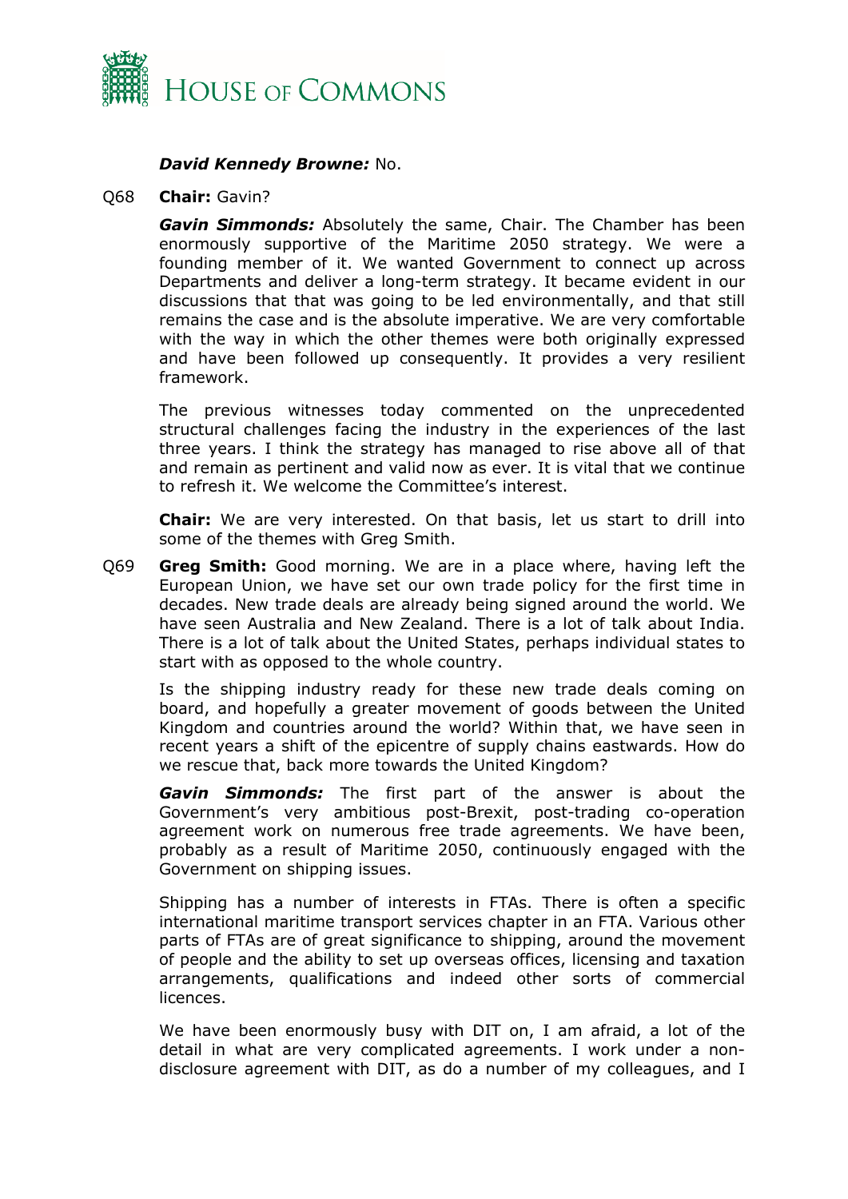***David Kennedy Browne:*** No.

Q68 **Chair:** Gavin?

***Gavin Simmonds:*** Absolutely the same, Chair. The Chamber has been enormously supportive of the Maritime 2050 strategy. We were a founding member of it. We wanted Government to connect up across Departments and deliver a long-term strategy. It became evident in our discussions that that was going to be led environmentally, and that still remains the case and is the absolute imperative. We are very comfortable with the way in which the other themes were both originally expressed and have been followed up consequently. It provides a very resilient framework.

The previous witnesses today commented on the unprecedented structural challenges facing the industry in the experiences of the last three years. I think the strategy has managed to rise above all of that and remain as pertinent and valid now as ever. It is vital that we continue to refresh it. We welcome the Committee's interest.

**Chair:** We are very interested. On that basis, let us start to drill into some of the themes with Greg Smith.

Q69 **Greg Smith:** Good morning. We are in a place where, having left the European Union, we have set our own trade policy for the first time in decades. New trade deals are already being signed around the world. We have seen Australia and New Zealand. There is a lot of talk about India. There is a lot of talk about the United States, perhaps individual states to start with as opposed to the whole country.

Is the shipping industry ready for these new trade deals coming on board, and hopefully a greater movement of goods between the United Kingdom and countries around the world? Within that, we have seen in recent years a shift of the epicentre of supply chains eastwards. How do we rescue that, back more towards the United Kingdom?

***Gavin Simmonds:*** The first part of the answer is about the Government's very ambitious post-Brexit, post-trading co-operation agreement work on numerous free trade agreements. We have been, probably as a result of Maritime 2050, continuously engaged with the Government on shipping issues.

Shipping has a number of interests in FTAs. There is often a specific international maritime transport services chapter in an FTA. Various other parts of FTAs are of great significance to shipping, around the movement of people and the ability to set up overseas offices, licensing and taxation arrangements, qualifications and indeed other sorts of commercial licences.

We have been enormously busy with DIT on, I am afraid, a lot of the detail in what are very complicated agreements. I work under a non-disclosure agreement with DIT, as do a number of my colleagues, and I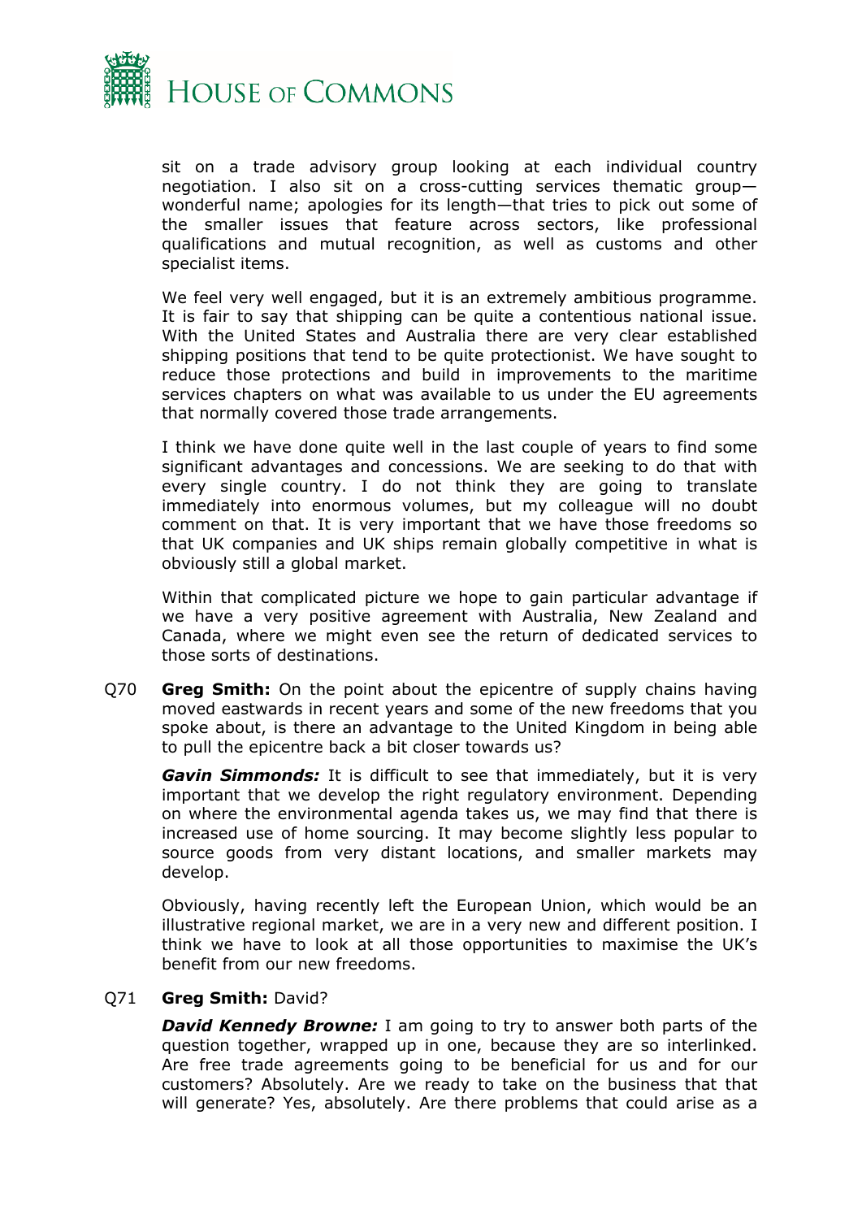sit on a trade advisory group looking at each individual country negotiation. I also sit on a cross-cutting services thematic group—wonderful name; apologies for its length—that tries to pick out some of the smaller issues that feature across sectors, like professional qualifications and mutual recognition, as well as customs and other specialist items.

We feel very well engaged, but it is an extremely ambitious programme. It is fair to say that shipping can be quite a contentious national issue. With the United States and Australia there are very clear established shipping positions that tend to be quite protectionist. We have sought to reduce those protections and build in improvements to the maritime services chapters on what was available to us under the EU agreements that normally covered those trade arrangements.

I think we have done quite well in the last couple of years to find some significant advantages and concessions. We are seeking to do that with every single country. I do not think they are going to translate immediately into enormous volumes, but my colleague will no doubt comment on that. It is very important that we have those freedoms so that UK companies and UK ships remain globally competitive in what is obviously still a global market.

Within that complicated picture we hope to gain particular advantage if we have a very positive agreement with Australia, New Zealand and Canada, where we might even see the return of dedicated services to those sorts of destinations.

Q70 **Greg Smith:** On the point about the epicentre of supply chains having moved eastwards in recent years and some of the new freedoms that you spoke about, is there an advantage to the United Kingdom in being able to pull the epicentre back a bit closer towards us?

***Gavin Simmonds:*** It is difficult to see that immediately, but it is very important that we develop the right regulatory environment. Depending on where the environmental agenda takes us, we may find that there is increased use of home sourcing. It may become slightly less popular to source goods from very distant locations, and smaller markets may develop.

Obviously, having recently left the European Union, which would be an illustrative regional market, we are in a very new and different position. I think we have to look at all those opportunities to maximise the UK's benefit from our new freedoms.

Q71 **Greg Smith:** David?

***David Kennedy Browne:*** I am going to try to answer both parts of the question together, wrapped up in one, because they are so interlinked. Are free trade agreements going to be beneficial for us and for our customers? Absolutely. Are we ready to take on the business that that will generate? Yes, absolutely. Are there problems that could arise as a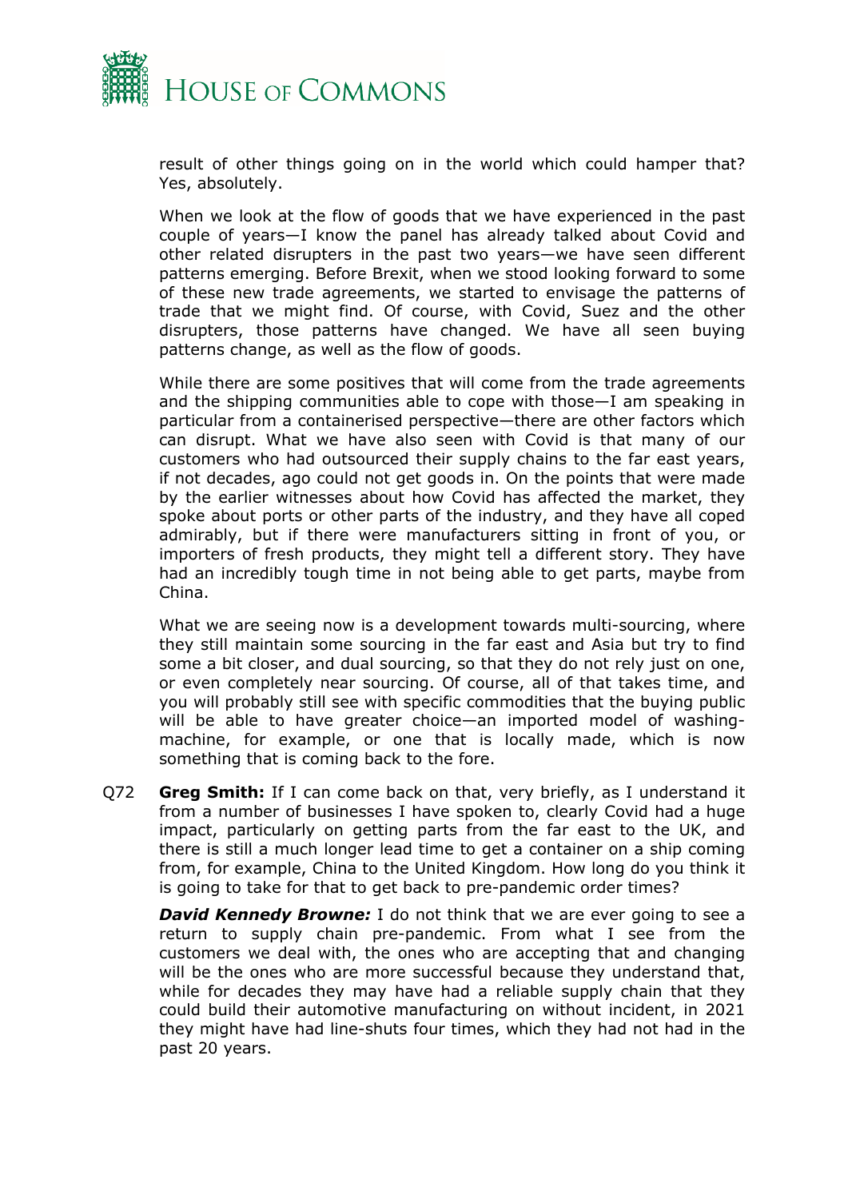result of other things going on in the world which could hamper that? Yes, absolutely.

When we look at the flow of goods that we have experienced in the past couple of years—I know the panel has already talked about Covid and other related disrupters in the past two years—we have seen different patterns emerging. Before Brexit, when we stood looking forward to some of these new trade agreements, we started to envisage the patterns of trade that we might find. Of course, with Covid, Suez and the other disrupters, those patterns have changed. We have all seen buying patterns change, as well as the flow of goods.

While there are some positives that will come from the trade agreements and the shipping communities able to cope with those—I am speaking in particular from a containerised perspective—there are other factors which can disrupt. What we have also seen with Covid is that many of our customers who had outsourced their supply chains to the far east years, if not decades, ago could not get goods in. On the points that were made by the earlier witnesses about how Covid has affected the market, they spoke about ports or other parts of the industry, and they have all coped admirably, but if there were manufacturers sitting in front of you, or importers of fresh products, they might tell a different story. They have had an incredibly tough time in not being able to get parts, maybe from China.

What we are seeing now is a development towards multi-sourcing, where they still maintain some sourcing in the far east and Asia but try to find some a bit closer, and dual sourcing, so that they do not rely just on one, or even completely near sourcing. Of course, all of that takes time, and you will probably still see with specific commodities that the buying public will be able to have greater choice—an imported model of washing-machine, for example, or one that is locally made, which is now something that is coming back to the fore.

Q72 **Greg Smith:** If I can come back on that, very briefly, as I understand it from a number of businesses I have spoken to, clearly Covid had a huge impact, particularly on getting parts from the far east to the UK, and there is still a much longer lead time to get a container on a ship coming from, for example, China to the United Kingdom. How long do you think it is going to take for that to get back to pre-pandemic order times?

***David Kennedy Browne:*** I do not think that we are ever going to see a return to supply chain pre-pandemic. From what I see from the customers we deal with, the ones who are accepting that and changing will be the ones who are more successful because they understand that, while for decades they may have had a reliable supply chain that they could build their automotive manufacturing on without incident, in 2021 they might have had line-shuts four times, which they had not had in the past 20 years.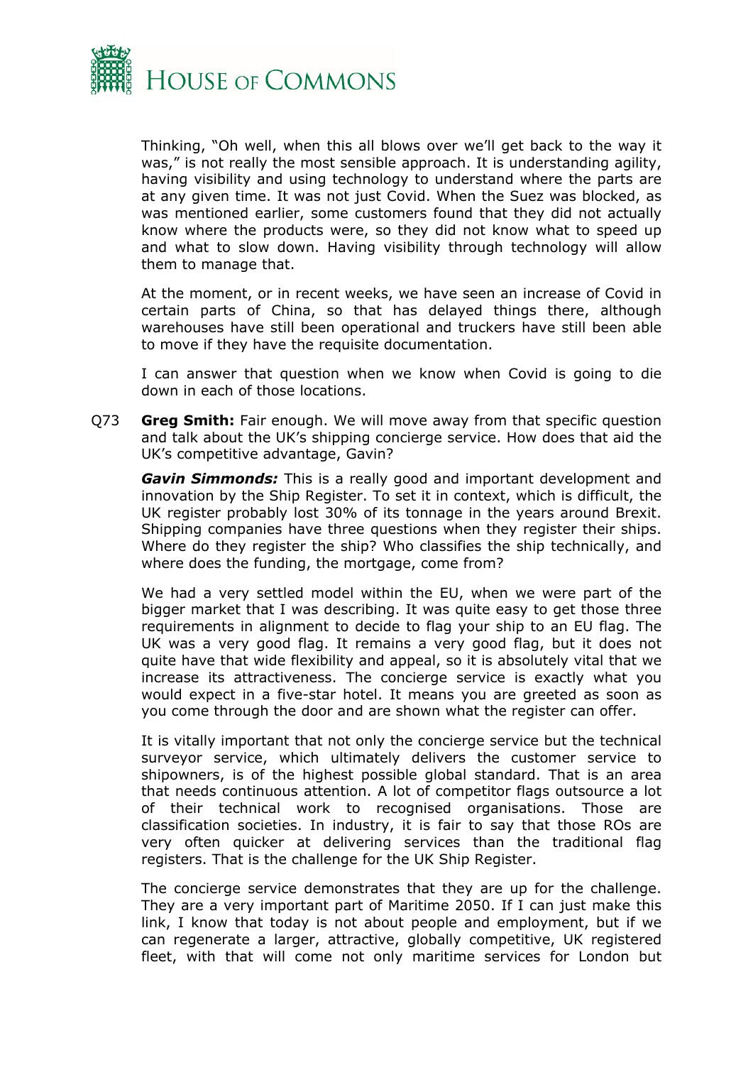Thinking, "Oh well, when this all blows over we'll get back to the way it was," is not really the most sensible approach. It is understanding agility, having visibility and using technology to understand where the parts are at any given time. It was not just Covid. When the Suez was blocked, as was mentioned earlier, some customers found that they did not actually know where the products were, so they did not know what to speed up and what to slow down. Having visibility through technology will allow them to manage that.

At the moment, or in recent weeks, we have seen an increase of Covid in certain parts of China, so that has delayed things there, although warehouses have still been operational and truckers have still been able to move if they have the requisite documentation.

I can answer that question when we know when Covid is going to die down in each of those locations.

Q73 **Greg Smith:** Fair enough. We will move away from that specific question and talk about the UK's shipping concierge service. How does that aid the UK's competitive advantage, Gavin?

***Gavin Simmonds:*** This is a really good and important development and innovation by the Ship Register. To set it in context, which is difficult, the UK register probably lost 30% of its tonnage in the years around Brexit. Shipping companies have three questions when they register their ships. Where do they register the ship? Who classifies the ship technically, and where does the funding, the mortgage, come from?

We had a very settled model within the EU, when we were part of the bigger market that I was describing. It was quite easy to get those three requirements in alignment to decide to flag your ship to an EU flag. The UK was a very good flag. It remains a very good flag, but it does not quite have that wide flexibility and appeal, so it is absolutely vital that we increase its attractiveness. The concierge service is exactly what you would expect in a five-star hotel. It means you are greeted as soon as you come through the door and are shown what the register can offer.

It is vitally important that not only the concierge service but the technical surveyor service, which ultimately delivers the customer service to shipowners, is of the highest possible global standard. That is an area that needs continuous attention. A lot of competitor flags outsource a lot of their technical work to recognised organisations. Those are classification societies. In industry, it is fair to say that those ROs are very often quicker at delivering services than the traditional flag registers. That is the challenge for the UK Ship Register.

The concierge service demonstrates that they are up for the challenge. They are a very important part of Maritime 2050. If I can just make this link, I know that today is not about people and employment, but if we can regenerate a larger, attractive, globally competitive, UK registered fleet, with that will come not only maritime services for London but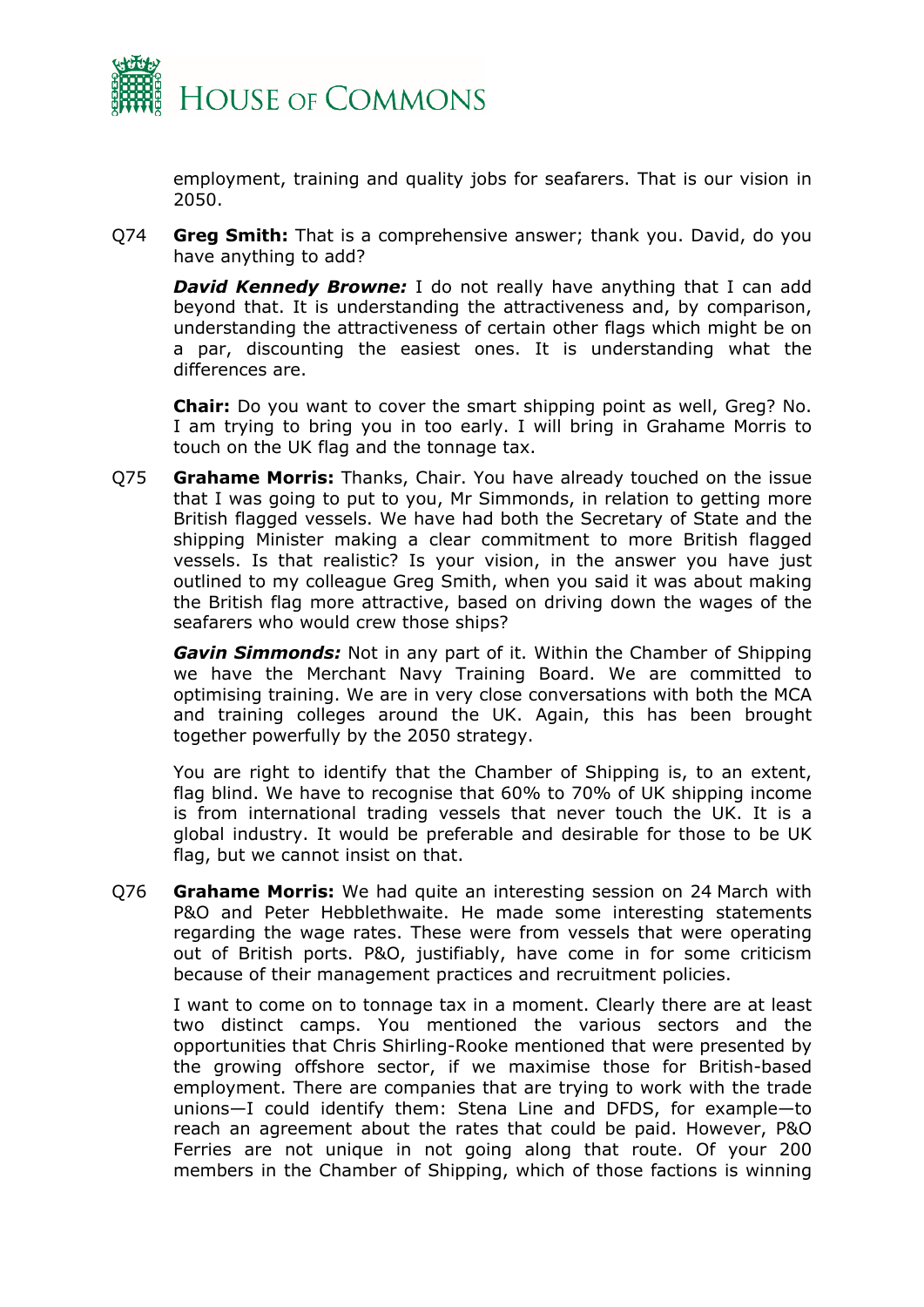employment, training and quality jobs for seafarers. That is our vision in 2050.

Q74 **Greg Smith:** That is a comprehensive answer; thank you. David, do you have anything to add?

***David Kennedy Browne:*** I do not really have anything that I can add beyond that. It is understanding the attractiveness and, by comparison, understanding the attractiveness of certain other flags which might be on a par, discounting the easiest ones. It is understanding what the differences are.

**Chair:** Do you want to cover the smart shipping point as well, Greg? No. I am trying to bring you in too early. I will bring in Grahame Morris to touch on the UK flag and the tonnage tax.

Q75 **Grahame Morris:** Thanks, Chair. You have already touched on the issue that I was going to put to you, Mr Simmonds, in relation to getting more British flagged vessels. We have had both the Secretary of State and the shipping Minister making a clear commitment to more British flagged vessels. Is that realistic? Is your vision, in the answer you have just outlined to my colleague Greg Smith, when you said it was about making the British flag more attractive, based on driving down the wages of the seafarers who would crew those ships?

***Gavin Simmonds:*** Not in any part of it. Within the Chamber of Shipping we have the Merchant Navy Training Board. We are committed to optimising training. We are in very close conversations with both the MCA and training colleges around the UK. Again, this has been brought together powerfully by the 2050 strategy.

You are right to identify that the Chamber of Shipping is, to an extent, flag blind. We have to recognise that 60% to 70% of UK shipping income is from international trading vessels that never touch the UK. It is a global industry. It would be preferable and desirable for those to be UK flag, but we cannot insist on that.

Q76 **Grahame Morris:** We had quite an interesting session on 24 March with P&O and Peter Hebblethwaite. He made some interesting statements regarding the wage rates. These were from vessels that were operating out of British ports. P&O, justifiably, have come in for some criticism because of their management practices and recruitment policies.

I want to come on to tonnage tax in a moment. Clearly there are at least two distinct camps. You mentioned the various sectors and the opportunities that Chris Shirling-Rooke mentioned that were presented by the growing offshore sector, if we maximise those for British-based employment. There are companies that are trying to work with the trade unions—I could identify them: Stena Line and DFDS, for example—to reach an agreement about the rates that could be paid. However, P&O Ferries are not unique in not going along that route. Of your 200 members in the Chamber of Shipping, which of those factions is winning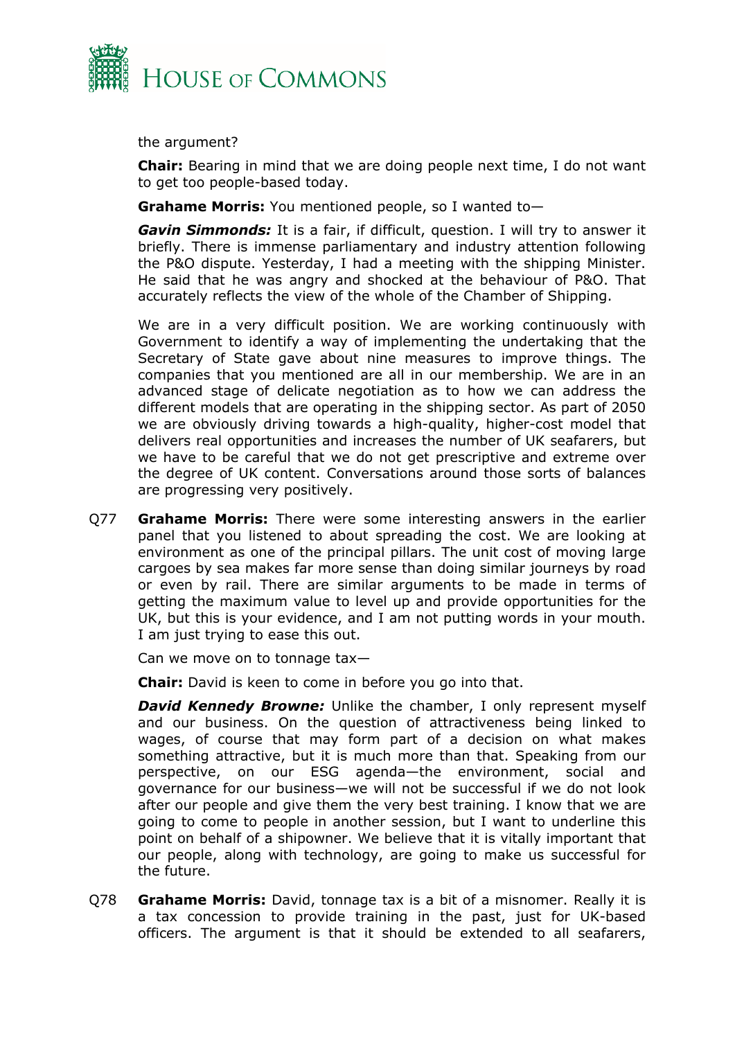the argument?

**Chair:** Bearing in mind that we are doing people next time, I do not want to get too people-based today.

**Grahame Morris:** You mentioned people, so I wanted to—

***Gavin Simmonds:*** It is a fair, if difficult, question. I will try to answer it briefly. There is immense parliamentary and industry attention following the P&O dispute. Yesterday, I had a meeting with the shipping Minister. He said that he was angry and shocked at the behaviour of P&O. That accurately reflects the view of the whole of the Chamber of Shipping.

We are in a very difficult position. We are working continuously with Government to identify a way of implementing the undertaking that the Secretary of State gave about nine measures to improve things. The companies that you mentioned are all in our membership. We are in an advanced stage of delicate negotiation as to how we can address the different models that are operating in the shipping sector. As part of 2050 we are obviously driving towards a high-quality, higher-cost model that delivers real opportunities and increases the number of UK seafarers, but we have to be careful that we do not get prescriptive and extreme over the degree of UK content. Conversations around those sorts of balances are progressing very positively.

Q77 **Grahame Morris:** There were some interesting answers in the earlier panel that you listened to about spreading the cost. We are looking at environment as one of the principal pillars. The unit cost of moving large cargoes by sea makes far more sense than doing similar journeys by road or even by rail. There are similar arguments to be made in terms of getting the maximum value to level up and provide opportunities for the UK, but this is your evidence, and I am not putting words in your mouth. I am just trying to ease this out.

Can we move on to tonnage tax—

**Chair:** David is keen to come in before you go into that.

***David Kennedy Browne:*** Unlike the chamber, I only represent myself and our business. On the question of attractiveness being linked to wages, of course that may form part of a decision on what makes something attractive, but it is much more than that. Speaking from our perspective, on our ESG agenda—the environment, social and governance for our business—we will not be successful if we do not look after our people and give them the very best training. I know that we are going to come to people in another session, but I want to underline this point on behalf of a shipowner. We believe that it is vitally important that our people, along with technology, are going to make us successful for the future.

Q78 **Grahame Morris:** David, tonnage tax is a bit of a misnomer. Really it is a tax concession to provide training in the past, just for UK-based officers. The argument is that it should be extended to all seafarers,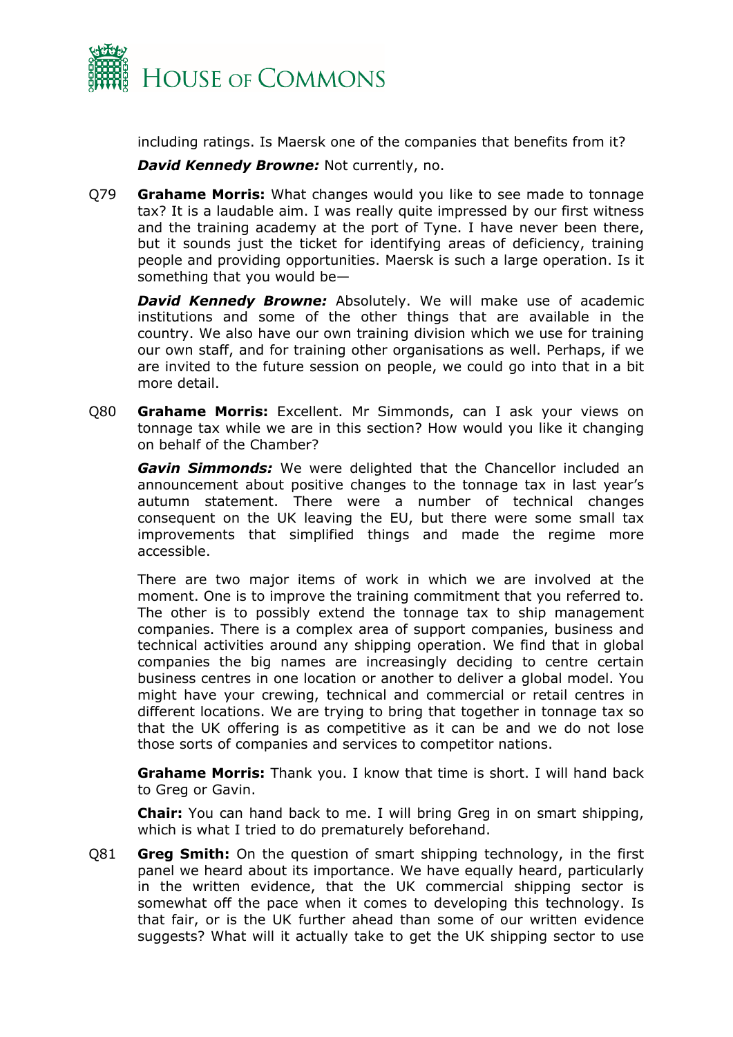including ratings. Is Maersk one of the companies that benefits from it?

***David Kennedy Browne:*** Not currently, no.

Q79 **Grahame Morris:** What changes would you like to see made to tonnage tax? It is a laudable aim. I was really quite impressed by our first witness and the training academy at the port of Tyne. I have never been there, but it sounds just the ticket for identifying areas of deficiency, training people and providing opportunities. Maersk is such a large operation. Is it something that you would be—

***David Kennedy Browne:*** Absolutely. We will make use of academic institutions and some of the other things that are available in the country. We also have our own training division which we use for training our own staff, and for training other organisations as well. Perhaps, if we are invited to the future session on people, we could go into that in a bit more detail.

Q80 **Grahame Morris:** Excellent. Mr Simmonds, can I ask your views on tonnage tax while we are in this section? How would you like it changing on behalf of the Chamber?

***Gavin Simmonds:*** We were delighted that the Chancellor included an announcement about positive changes to the tonnage tax in last year's autumn statement. There were a number of technical changes consequent on the UK leaving the EU, but there were some small tax improvements that simplified things and made the regime more accessible.

There are two major items of work in which we are involved at the moment. One is to improve the training commitment that you referred to. The other is to possibly extend the tonnage tax to ship management companies. There is a complex area of support companies, business and technical activities around any shipping operation. We find that in global companies the big names are increasingly deciding to centre certain business centres in one location or another to deliver a global model. You might have your crewing, technical and commercial or retail centres in different locations. We are trying to bring that together in tonnage tax so that the UK offering is as competitive as it can be and we do not lose those sorts of companies and services to competitor nations.

**Grahame Morris:** Thank you. I know that time is short. I will hand back to Greg or Gavin.

**Chair:** You can hand back to me. I will bring Greg in on smart shipping, which is what I tried to do prematurely beforehand.

Q81 **Greg Smith:** On the question of smart shipping technology, in the first panel we heard about its importance. We have equally heard, particularly in the written evidence, that the UK commercial shipping sector is somewhat off the pace when it comes to developing this technology. Is that fair, or is the UK further ahead than some of our written evidence suggests? What will it actually take to get the UK shipping sector to use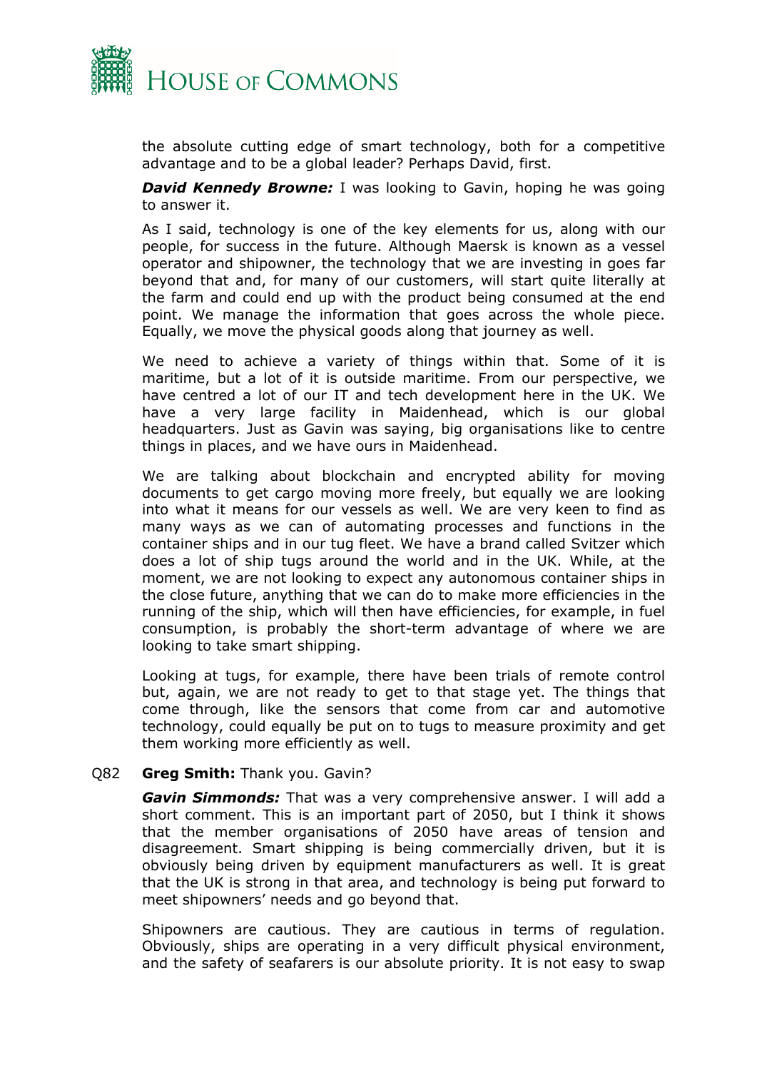the absolute cutting edge of smart technology, both for a competitive advantage and to be a global leader? Perhaps David, first.

***David Kennedy Browne:*** I was looking to Gavin, hoping he was going to answer it.

As I said, technology is one of the key elements for us, along with our people, for success in the future. Although Maersk is known as a vessel operator and shipowner, the technology that we are investing in goes far beyond that and, for many of our customers, will start quite literally at the farm and could end up with the product being consumed at the end point. We manage the information that goes across the whole piece. Equally, we move the physical goods along that journey as well.

We need to achieve a variety of things within that. Some of it is maritime, but a lot of it is outside maritime. From our perspective, we have centred a lot of our IT and tech development here in the UK. We have a very large facility in Maidenhead, which is our global headquarters. Just as Gavin was saying, big organisations like to centre things in places, and we have ours in Maidenhead.

We are talking about blockchain and encrypted ability for moving documents to get cargo moving more freely, but equally we are looking into what it means for our vessels as well. We are very keen to find as many ways as we can of automating processes and functions in the container ships and in our tug fleet. We have a brand called Svitzer which does a lot of ship tugs around the world and in the UK. While, at the moment, we are not looking to expect any autonomous container ships in the close future, anything that we can do to make more efficiencies in the running of the ship, which will then have efficiencies, for example, in fuel consumption, is probably the short-term advantage of where we are looking to take smart shipping.

Looking at tugs, for example, there have been trials of remote control but, again, we are not ready to get to that stage yet. The things that come through, like the sensors that come from car and automotive technology, could equally be put on to tugs to measure proximity and get them working more efficiently as well.

Q82 **Greg Smith:** Thank you. Gavin?

***Gavin Simmonds:*** That was a very comprehensive answer. I will add a short comment. This is an important part of 2050, but I think it shows that the member organisations of 2050 have areas of tension and disagreement. Smart shipping is being commercially driven, but it is obviously being driven by equipment manufacturers as well. It is great that the UK is strong in that area, and technology is being put forward to meet shipowners' needs and go beyond that.

Shipowners are cautious. They are cautious in terms of regulation. Obviously, ships are operating in a very difficult physical environment, and the safety of seafarers is our absolute priority. It is not easy to swap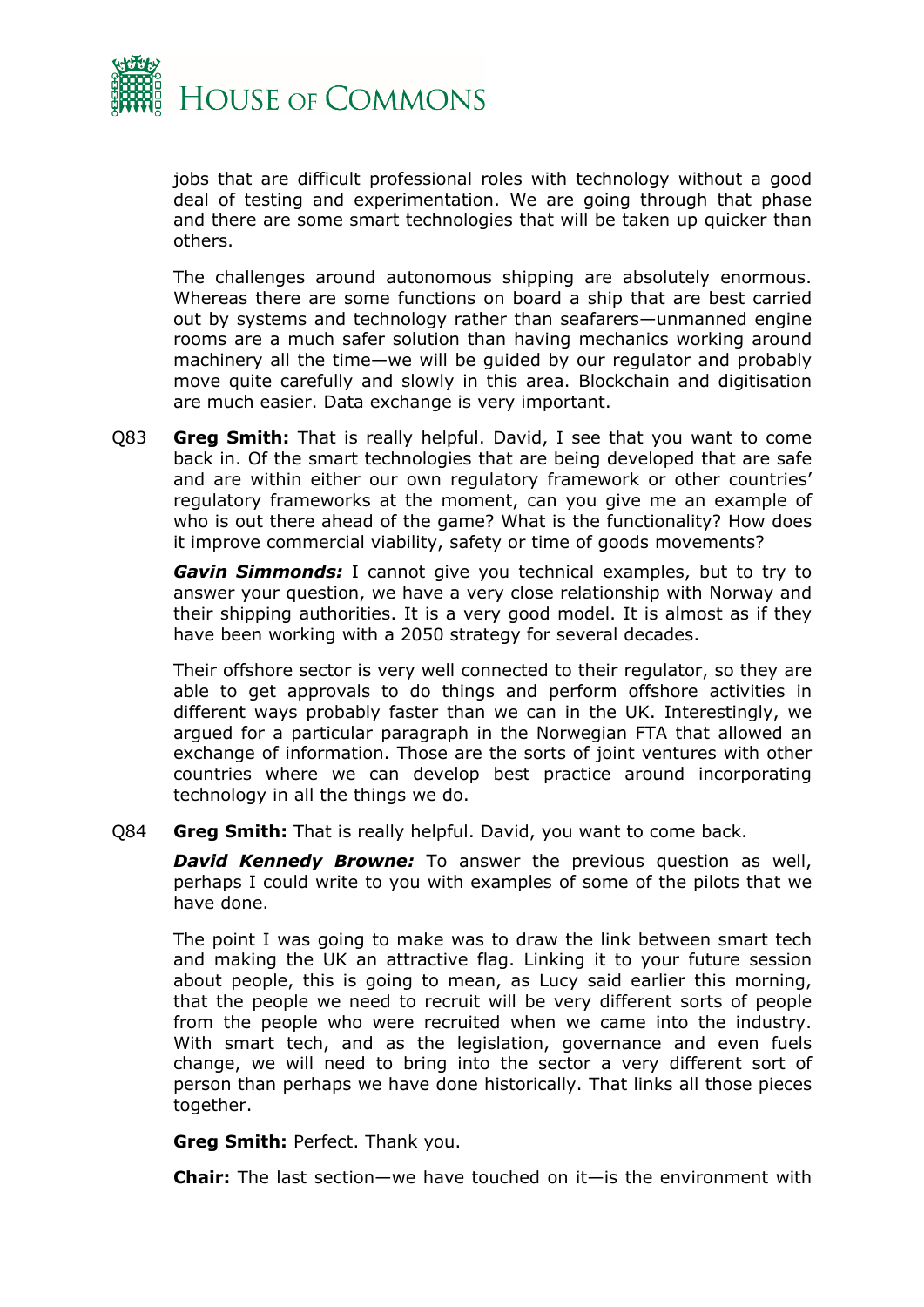jobs that are difficult professional roles with technology without a good deal of testing and experimentation. We are going through that phase and there are some smart technologies that will be taken up quicker than others.

The challenges around autonomous shipping are absolutely enormous. Whereas there are some functions on board a ship that are best carried out by systems and technology rather than seafarers—unmanned engine rooms are a much safer solution than having mechanics working around machinery all the time—we will be guided by our regulator and probably move quite carefully and slowly in this area. Blockchain and digitisation are much easier. Data exchange is very important.

Q83 **Greg Smith:** That is really helpful. David, I see that you want to come back in. Of the smart technologies that are being developed that are safe and are within either our own regulatory framework or other countries' regulatory frameworks at the moment, can you give me an example of who is out there ahead of the game? What is the functionality? How does it improve commercial viability, safety or time of goods movements?

***Gavin Simmonds:*** I cannot give you technical examples, but to try to answer your question, we have a very close relationship with Norway and their shipping authorities. It is a very good model. It is almost as if they have been working with a 2050 strategy for several decades.

Their offshore sector is very well connected to their regulator, so they are able to get approvals to do things and perform offshore activities in different ways probably faster than we can in the UK. Interestingly, we argued for a particular paragraph in the Norwegian FTA that allowed an exchange of information. Those are the sorts of joint ventures with other countries where we can develop best practice around incorporating technology in all the things we do.

Q84 **Greg Smith:** That is really helpful. David, you want to come back.

***David Kennedy Browne:*** To answer the previous question as well, perhaps I could write to you with examples of some of the pilots that we have done.

The point I was going to make was to draw the link between smart tech and making the UK an attractive flag. Linking it to your future session about people, this is going to mean, as Lucy said earlier this morning, that the people we need to recruit will be very different sorts of people from the people who were recruited when we came into the industry. With smart tech, and as the legislation, governance and even fuels change, we will need to bring into the sector a very different sort of person than perhaps we have done historically. That links all those pieces together.

**Greg Smith:** Perfect. Thank you.

**Chair:** The last section—we have touched on it—is the environment with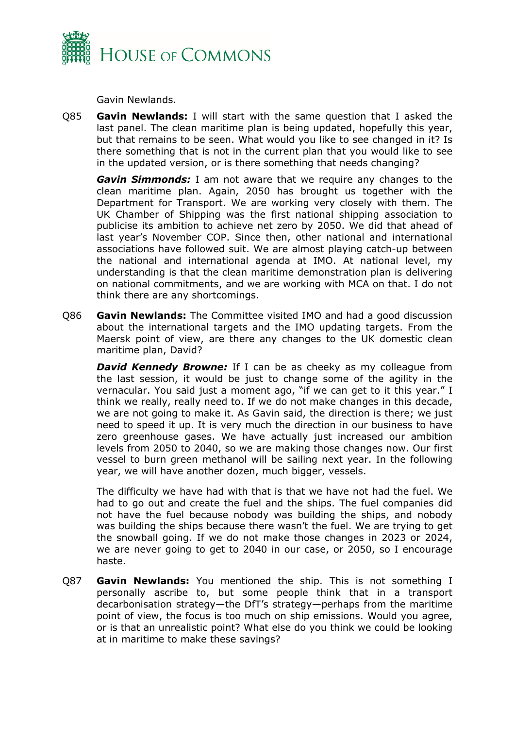Gavin Newlands.

Q85 **Gavin Newlands:** I will start with the same question that I asked the last panel. The clean maritime plan is being updated, hopefully this year, but that remains to be seen. What would you like to see changed in it? Is there something that is not in the current plan that you would like to see in the updated version, or is there something that needs changing?

***Gavin Simmonds:*** I am not aware that we require any changes to the clean maritime plan. Again, 2050 has brought us together with the Department for Transport. We are working very closely with them. The UK Chamber of Shipping was the first national shipping association to publicise its ambition to achieve net zero by 2050. We did that ahead of last year's November COP. Since then, other national and international associations have followed suit. We are almost playing catch-up between the national and international agenda at IMO. At national level, my understanding is that the clean maritime demonstration plan is delivering on national commitments, and we are working with MCA on that. I do not think there are any shortcomings.

Q86 **Gavin Newlands:** The Committee visited IMO and had a good discussion about the international targets and the IMO updating targets. From the Maersk point of view, are there any changes to the UK domestic clean maritime plan, David?

***David Kennedy Browne:*** If I can be as cheeky as my colleague from the last session, it would be just to change some of the agility in the vernacular. You said just a moment ago, "if we can get to it this year." I think we really, really need to. If we do not make changes in this decade, we are not going to make it. As Gavin said, the direction is there; we just need to speed it up. It is very much the direction in our business to have zero greenhouse gases. We have actually just increased our ambition levels from 2050 to 2040, so we are making those changes now. Our first vessel to burn green methanol will be sailing next year. In the following year, we will have another dozen, much bigger, vessels.

The difficulty we have had with that is that we have not had the fuel. We had to go out and create the fuel and the ships. The fuel companies did not have the fuel because nobody was building the ships, and nobody was building the ships because there wasn't the fuel. We are trying to get the snowball going. If we do not make those changes in 2023 or 2024, we are never going to get to 2040 in our case, or 2050, so I encourage haste.

Q87 **Gavin Newlands:** You mentioned the ship. This is not something I personally ascribe to, but some people think that in a transport decarbonisation strategy—the DfT's strategy—perhaps from the maritime point of view, the focus is too much on ship emissions. Would you agree, or is that an unrealistic point? What else do you think we could be looking at in maritime to make these savings?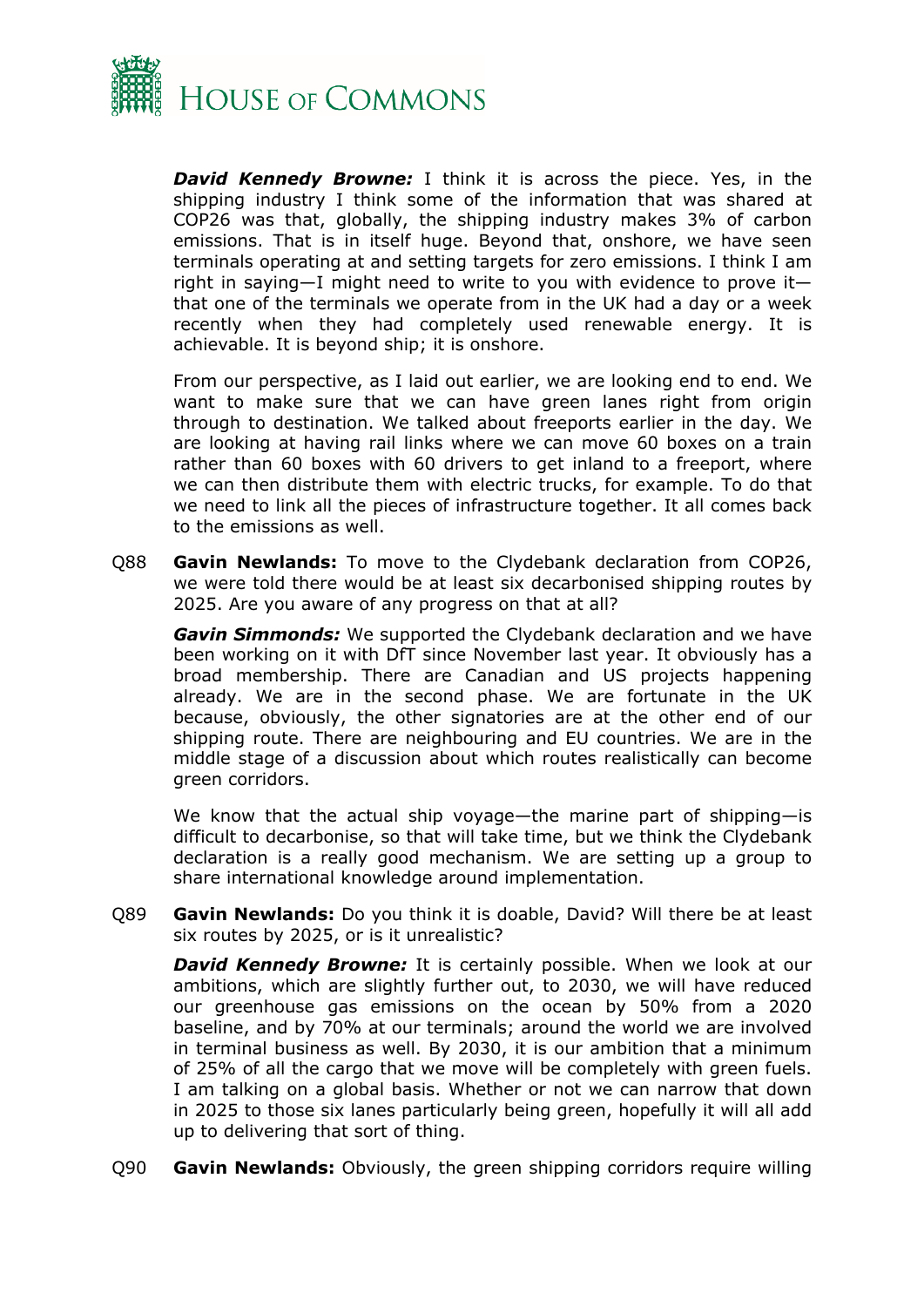***David Kennedy Browne:*** I think it is across the piece. Yes, in the shipping industry I think some of the information that was shared at COP26 was that, globally, the shipping industry makes 3% of carbon emissions. That is in itself huge. Beyond that, onshore, we have seen terminals operating at and setting targets for zero emissions. I think I am right in saying—I might need to write to you with evidence to prove it—that one of the terminals we operate from in the UK had a day or a week recently when they had completely used renewable energy. It is achievable. It is beyond ship; it is onshore.

From our perspective, as I laid out earlier, we are looking end to end. We want to make sure that we can have green lanes right from origin through to destination. We talked about freeports earlier in the day. We are looking at having rail links where we can move 60 boxes on a train rather than 60 boxes with 60 drivers to get inland to a freeport, where we can then distribute them with electric trucks, for example. To do that we need to link all the pieces of infrastructure together. It all comes back to the emissions as well.

Q88 **Gavin Newlands:** To move to the Clydebank declaration from COP26, we were told there would be at least six decarbonised shipping routes by 2025. Are you aware of any progress on that at all?

***Gavin Simmonds:*** We supported the Clydebank declaration and we have been working on it with DfT since November last year. It obviously has a broad membership. There are Canadian and US projects happening already. We are in the second phase. We are fortunate in the UK because, obviously, the other signatories are at the other end of our shipping route. There are neighbouring and EU countries. We are in the middle stage of a discussion about which routes realistically can become green corridors.

We know that the actual ship voyage—the marine part of shipping—is difficult to decarbonise, so that will take time, but we think the Clydebank declaration is a really good mechanism. We are setting up a group to share international knowledge around implementation.

Q89 **Gavin Newlands:** Do you think it is doable, David? Will there be at least six routes by 2025, or is it unrealistic?

***David Kennedy Browne:*** It is certainly possible. When we look at our ambitions, which are slightly further out, to 2030, we will have reduced our greenhouse gas emissions on the ocean by 50% from a 2020 baseline, and by 70% at our terminals; around the world we are involved in terminal business as well. By 2030, it is our ambition that a minimum of 25% of all the cargo that we move will be completely with green fuels. I am talking on a global basis. Whether or not we can narrow that down in 2025 to those six lanes particularly being green, hopefully it will all add up to delivering that sort of thing.

Q90 **Gavin Newlands:** Obviously, the green shipping corridors require willing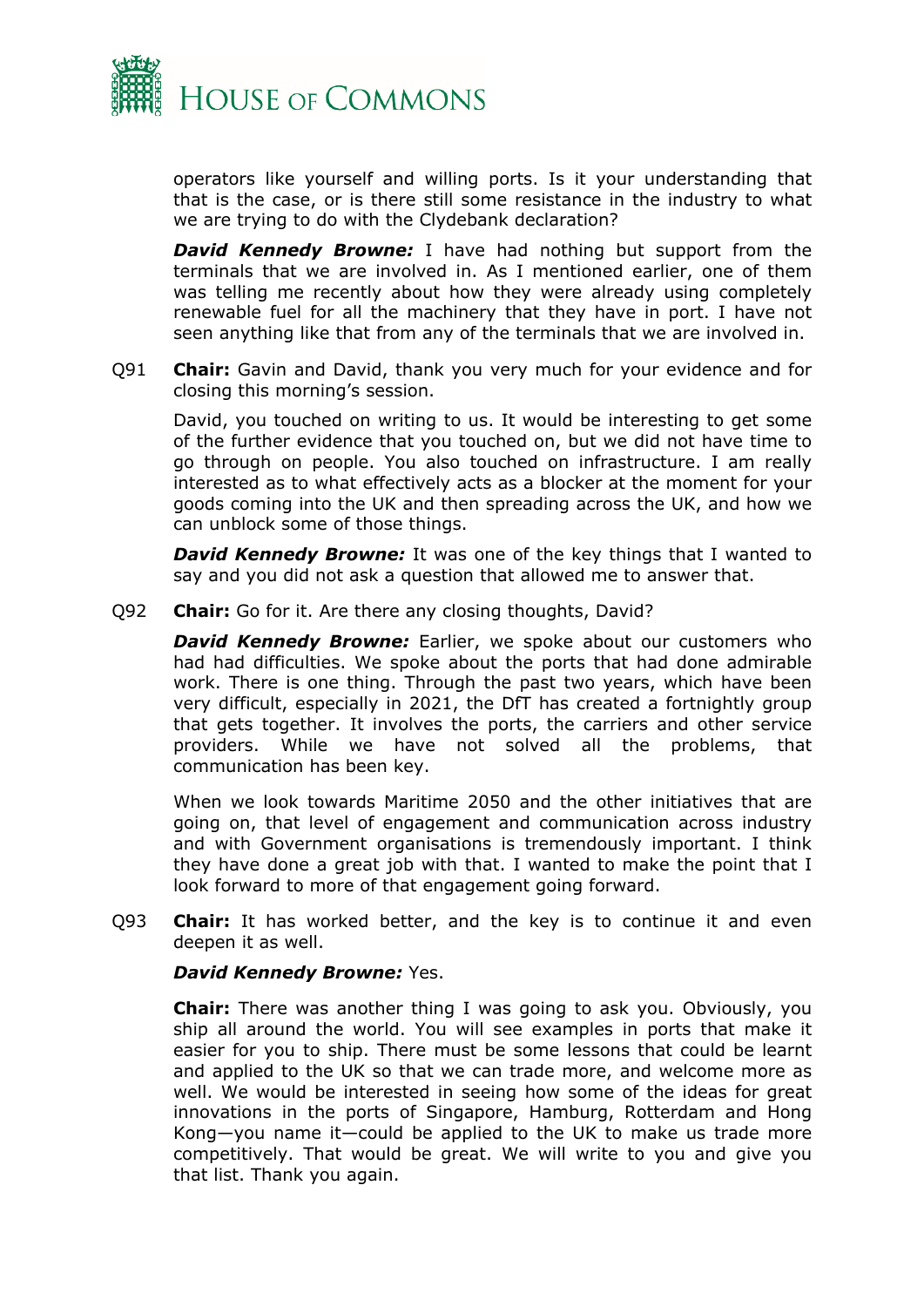operators like yourself and willing ports. Is it your understanding that that is the case, or is there still some resistance in the industry to what we are trying to do with the Clydebank declaration?

***David Kennedy Browne:*** I have had nothing but support from the terminals that we are involved in. As I mentioned earlier, one of them was telling me recently about how they were already using completely renewable fuel for all the machinery that they have in port. I have not seen anything like that from any of the terminals that we are involved in.

Q91 **Chair:** Gavin and David, thank you very much for your evidence and for closing this morning's session.

David, you touched on writing to us. It would be interesting to get some of the further evidence that you touched on, but we did not have time to go through on people. You also touched on infrastructure. I am really interested as to what effectively acts as a blocker at the moment for your goods coming into the UK and then spreading across the UK, and how we can unblock some of those things.

***David Kennedy Browne:*** It was one of the key things that I wanted to say and you did not ask a question that allowed me to answer that.

Q92 **Chair:** Go for it. Are there any closing thoughts, David?

***David Kennedy Browne:*** Earlier, we spoke about our customers who had had difficulties. We spoke about the ports that had done admirable work. There is one thing. Through the past two years, which have been very difficult, especially in 2021, the DfT has created a fortnightly group that gets together. It involves the ports, the carriers and other service providers. While we have not solved all the problems, that communication has been key.

When we look towards Maritime 2050 and the other initiatives that are going on, that level of engagement and communication across industry and with Government organisations is tremendously important. I think they have done a great job with that. I wanted to make the point that I look forward to more of that engagement going forward.

Q93 **Chair:** It has worked better, and the key is to continue it and even deepen it as well.

***David Kennedy Browne:*** Yes.

**Chair:** There was another thing I was going to ask you. Obviously, you ship all around the world. You will see examples in ports that make it easier for you to ship. There must be some lessons that could be learnt and applied to the UK so that we can trade more, and welcome more as well. We would be interested in seeing how some of the ideas for great innovations in the ports of Singapore, Hamburg, Rotterdam and Hong Kong—you name it—could be applied to the UK to make us trade more competitively. That would be great. We will write to you and give you that list. Thank you again.